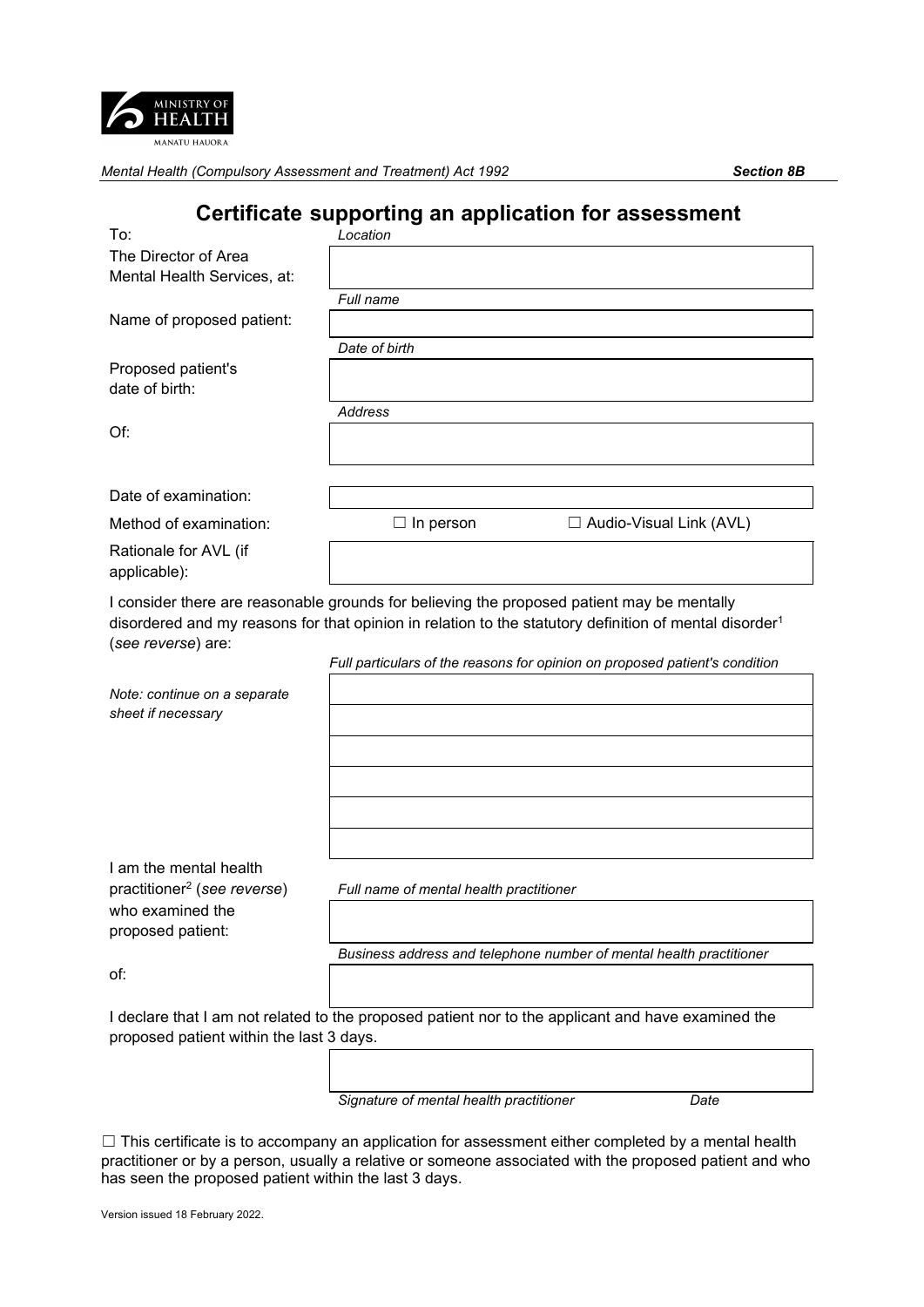MINISTRY OF HEALTH
MANATU HAUORA

*Mental Health (Compulsory Assessment and Treatment) Act 1992* **Section 8B**

# Certificate supporting an application for assessment

| | |
|---|---|
| To: The Director of Area Mental Health Services, at: | *Location* |
| Name of proposed patient: | *Full name* |
| Proposed patient's date of birth: | *Date of birth* |
| Of: | *Address* |
| Date of examination: | |
| Method of examination: | ☐ In person ☐ Audio-Visual Link (AVL) |
| Rationale for AVL (if applicable): | |

I consider there are reasonable grounds for believing the proposed patient may be mentally disordered and my reasons for that opinion in relation to the statutory definition of mental disorder[1] (*see reverse*) are:

*Full particulars of the reasons for opinion on proposed patient's condition*

*Note: continue on a separate sheet if necessary*

| | |
|---|---|
| I am the mental health practitioner[2] (*see reverse*) who examined the proposed patient: | *Full name of mental health practitioner* |
| of: | *Business address and telephone number of mental health practitioner* |

I declare that I am not related to the proposed patient nor to the applicant and have examined the proposed patient within the last 3 days.

*Signature of mental health practitioner* *Date*

☐ This certificate is to accompany an application for assessment either completed by a mental health practitioner or by a person, usually a relative or someone associated with the proposed patient and who has seen the proposed patient within the last 3 days.

Version issued 18 February 2022.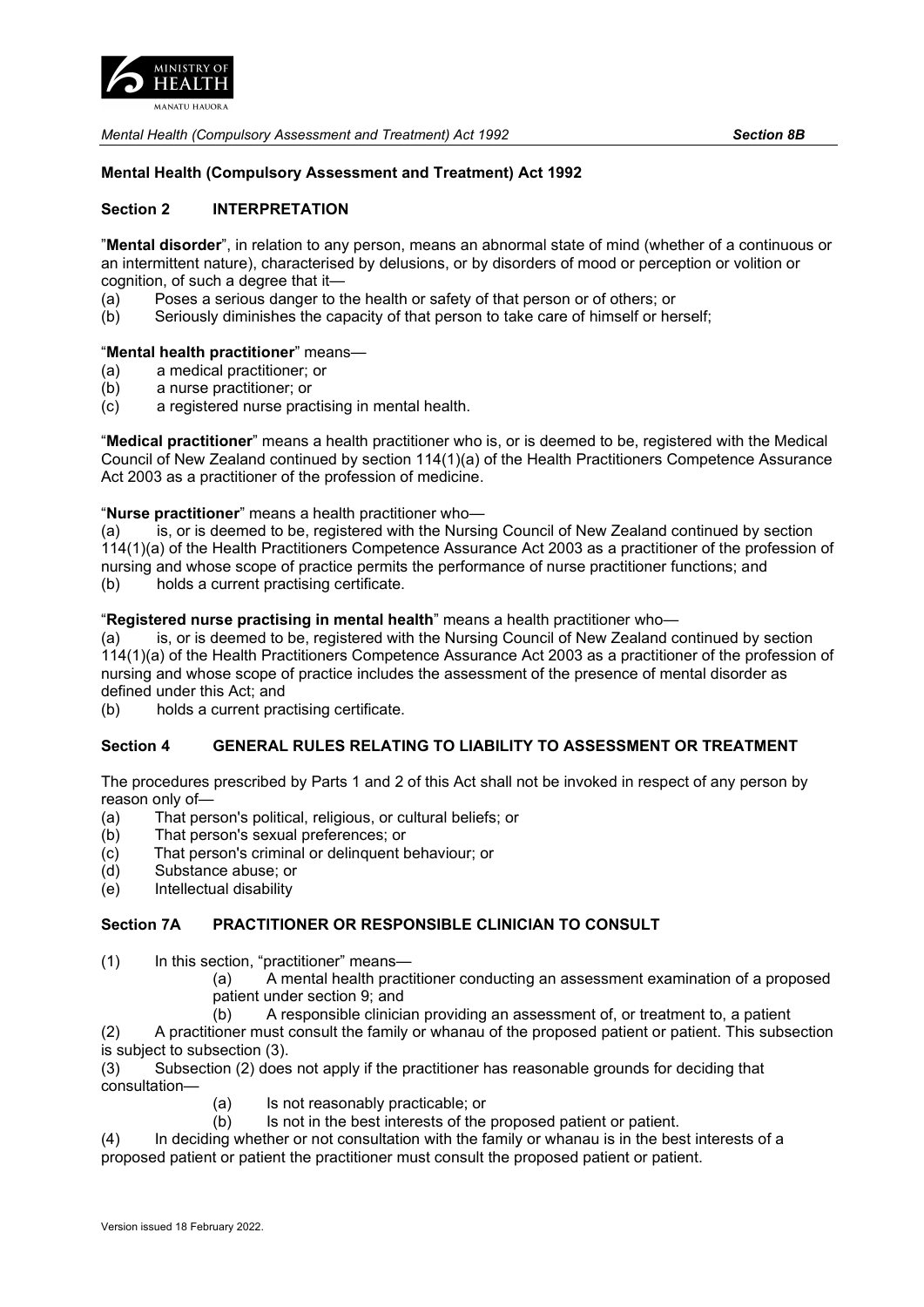## Mental Health (Compulsory Assessment and Treatment) Act 1992

### Section 2 INTERPRETATION

"**Mental disorder**", in relation to any person, means an abnormal state of mind (whether of a continuous or an intermittent nature), characterised by delusions, or by disorders of mood or perception or volition or cognition, of such a degree that it—

(a) Poses a serious danger to the health or safety of that person or of others; or
(b) Seriously diminishes the capacity of that person to take care of himself or herself;

"**Mental health practitioner**" means—

(a) a medical practitioner; or
(b) a nurse practitioner; or
(c) a registered nurse practising in mental health.

"**Medical practitioner**" means a health practitioner who is, or is deemed to be, registered with the Medical Council of New Zealand continued by section 114(1)(a) of the Health Practitioners Competence Assurance Act 2003 as a practitioner of the profession of medicine.

"**Nurse practitioner**" means a health practitioner who—

(a) is, or is deemed to be, registered with the Nursing Council of New Zealand continued by section 114(1)(a) of the Health Practitioners Competence Assurance Act 2003 as a practitioner of the profession of nursing and whose scope of practice permits the performance of nurse practitioner functions; and
(b) holds a current practising certificate.

"**Registered nurse practising in mental health**" means a health practitioner who—

(a) is, or is deemed to be, registered with the Nursing Council of New Zealand continued by section 114(1)(a) of the Health Practitioners Competence Assurance Act 2003 as a practitioner of the profession of nursing and whose scope of practice includes the assessment of the presence of mental disorder as defined under this Act; and
(b) holds a current practising certificate.

### Section 4 GENERAL RULES RELATING TO LIABILITY TO ASSESSMENT OR TREATMENT

The procedures prescribed by Parts 1 and 2 of this Act shall not be invoked in respect of any person by reason only of—

(a) That person's political, religious, or cultural beliefs; or
(b) That person's sexual preferences; or
(c) That person's criminal or delinquent behaviour; or
(d) Substance abuse; or
(e) Intellectual disability

### Section 7A PRACTITIONER OR RESPONSIBLE CLINICIAN TO CONSULT

(1) In this section, "practitioner" means—

(a) A mental health practitioner conducting an assessment examination of a proposed patient under section 9; and
(b) A responsible clinician providing an assessment of, or treatment to, a patient

(2) A practitioner must consult the family or whanau of the proposed patient or patient. This subsection is subject to subsection (3).

(3) Subsection (2) does not apply if the practitioner has reasonable grounds for deciding that consultation—

(a) Is not reasonably practicable; or
(b) Is not in the best interests of the proposed patient or patient.

(4) In deciding whether or not consultation with the family or whanau is in the best interests of a proposed patient or patient the practitioner must consult the proposed patient or patient.

Version issued 18 February 2022.